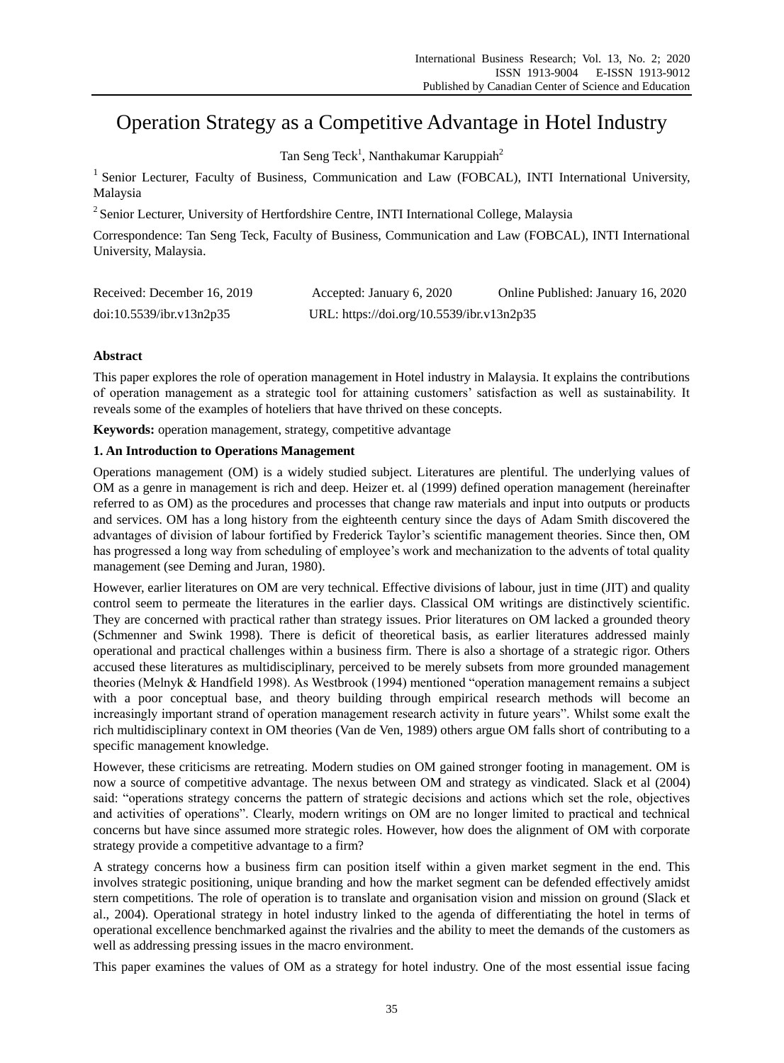# Operation Strategy as a Competitive Advantage in Hotel Industry

Tan Seng Teck[1], Nanthakumar Karuppiah[2]

[1] Senior Lecturer, Faculty of Business, Communication and Law (FOBCAL), INTI International University, Malaysia

[2] Senior Lecturer, University of Hertfordshire Centre, INTI International College, Malaysia

Correspondence: Tan Seng Teck, Faculty of Business, Communication and Law (FOBCAL), INTI International University, Malaysia.

Received: December 16, 2019 Accepted: January 6, 2020 Online Published: January 16, 2020

doi:10.5539/ibr.v13n2p35 URL: https://doi.org/10.5539/ibr.v13n2p35

## Abstract

This paper explores the role of operation management in Hotel industry in Malaysia. It explains the contributions of operation management as a strategic tool for attaining customers' satisfaction as well as sustainability. It reveals some of the examples of hoteliers that have thrived on these concepts.

**Keywords:** operation management, strategy, competitive advantage

## 1. An Introduction to Operations Management

Operations management (OM) is a widely studied subject. Literatures are plentiful. The underlying values of OM as a genre in management is rich and deep. Heizer et. al (1999) defined operation management (hereinafter referred to as OM) as the procedures and processes that change raw materials and input into outputs or products and services. OM has a long history from the eighteenth century since the days of Adam Smith discovered the advantages of division of labour fortified by Frederick Taylor's scientific management theories. Since then, OM has progressed a long way from scheduling of employee's work and mechanization to the advents of total quality management (see Deming and Juran, 1980).

However, earlier literatures on OM are very technical. Effective divisions of labour, just in time (JIT) and quality control seem to permeate the literatures in the earlier days. Classical OM writings are distinctively scientific. They are concerned with practical rather than strategy issues. Prior literatures on OM lacked a grounded theory (Schmenner and Swink 1998). There is deficit of theoretical basis, as earlier literatures addressed mainly operational and practical challenges within a business firm. There is also a shortage of a strategic rigor. Others accused these literatures as multidisciplinary, perceived to be merely subsets from more grounded management theories (Melnyk & Handfield 1998). As Westbrook (1994) mentioned "operation management remains a subject with a poor conceptual base, and theory building through empirical research methods will become an increasingly important strand of operation management research activity in future years". Whilst some exalt the rich multidisciplinary context in OM theories (Van de Ven, 1989) others argue OM falls short of contributing to a specific management knowledge.

However, these criticisms are retreating. Modern studies on OM gained stronger footing in management. OM is now a source of competitive advantage. The nexus between OM and strategy as vindicated. Slack et al (2004) said: "operations strategy concerns the pattern of strategic decisions and actions which set the role, objectives and activities of operations". Clearly, modern writings on OM are no longer limited to practical and technical concerns but have since assumed more strategic roles. However, how does the alignment of OM with corporate strategy provide a competitive advantage to a firm?

A strategy concerns how a business firm can position itself within a given market segment in the end. This involves strategic positioning, unique branding and how the market segment can be defended effectively amidst stern competitions. The role of operation is to translate and organisation vision and mission on ground (Slack et al., 2004). Operational strategy in hotel industry linked to the agenda of differentiating the hotel in terms of operational excellence benchmarked against the rivalries and the ability to meet the demands of the customers as well as addressing pressing issues in the macro environment.

This paper examines the values of OM as a strategy for hotel industry. One of the most essential issue facing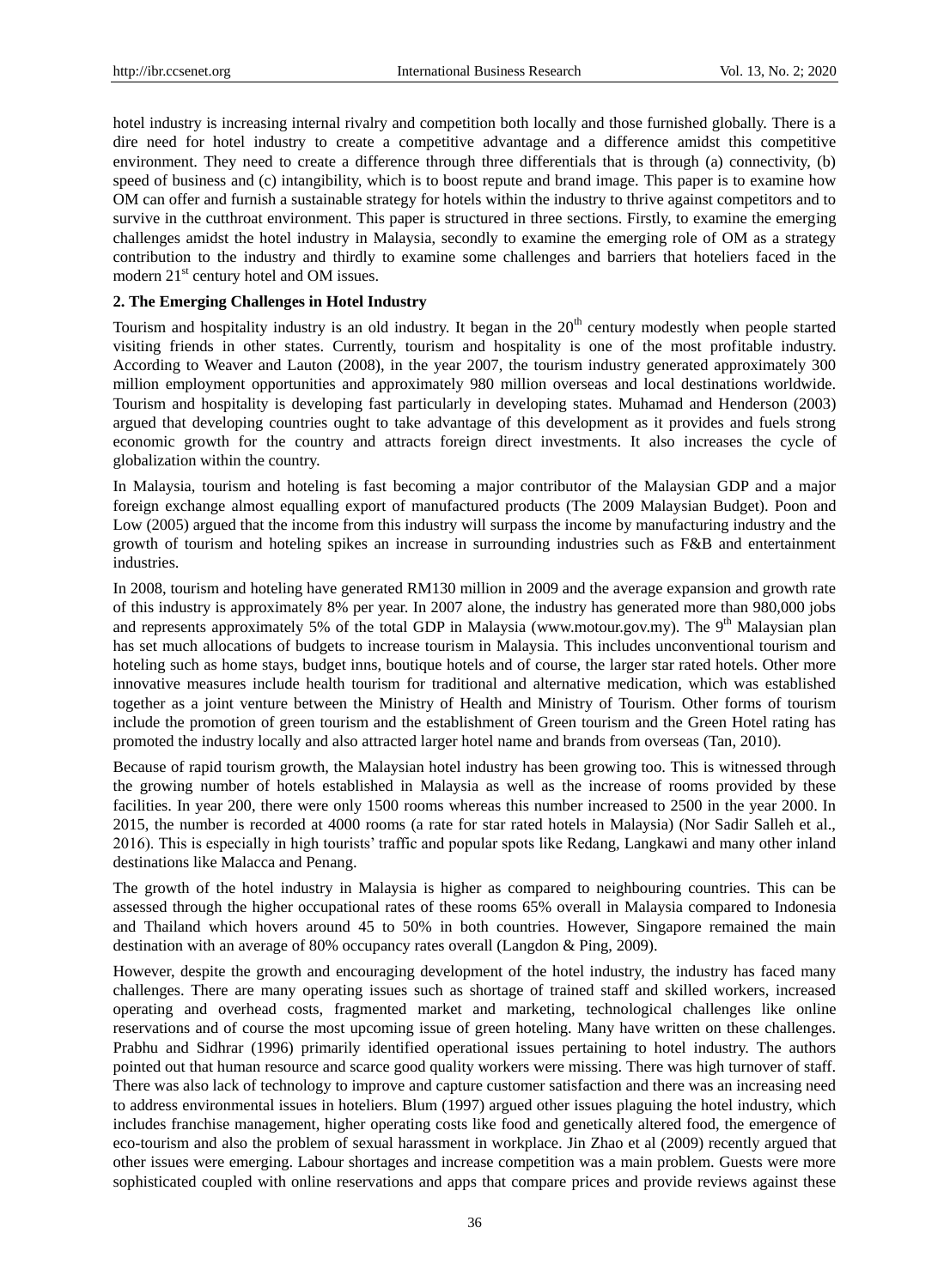hotel industry is increasing internal rivalry and competition both locally and those furnished globally. There is a dire need for hotel industry to create a competitive advantage and a difference amidst this competitive environment. They need to create a difference through three differentials that is through (a) connectivity, (b) speed of business and (c) intangibility, which is to boost repute and brand image. This paper is to examine how OM can offer and furnish a sustainable strategy for hotels within the industry to thrive against competitors and to survive in the cutthroat environment. This paper is structured in three sections. Firstly, to examine the emerging challenges amidst the hotel industry in Malaysia, secondly to examine the emerging role of OM as a strategy contribution to the industry and thirdly to examine some challenges and barriers that hoteliers faced in the modern 21st century hotel and OM issues.

## 2. The Emerging Challenges in Hotel Industry

Tourism and hospitality industry is an old industry. It began in the 20th century modestly when people started visiting friends in other states. Currently, tourism and hospitality is one of the most profitable industry. According to Weaver and Lauton (2008), in the year 2007, the tourism industry generated approximately 300 million employment opportunities and approximately 980 million overseas and local destinations worldwide. Tourism and hospitality is developing fast particularly in developing states. Muhamad and Henderson (2003) argued that developing countries ought to take advantage of this development as it provides and fuels strong economic growth for the country and attracts foreign direct investments. It also increases the cycle of globalization within the country.

In Malaysia, tourism and hoteling is fast becoming a major contributor of the Malaysian GDP and a major foreign exchange almost equalling export of manufactured products (The 2009 Malaysian Budget). Poon and Low (2005) argued that the income from this industry will surpass the income by manufacturing industry and the growth of tourism and hoteling spikes an increase in surrounding industries such as F&B and entertainment industries.

In 2008, tourism and hoteling have generated RM130 million in 2009 and the average expansion and growth rate of this industry is approximately 8% per year. In 2007 alone, the industry has generated more than 980,000 jobs and represents approximately 5% of the total GDP in Malaysia (www.motour.gov.my). The 9th Malaysian plan has set much allocations of budgets to increase tourism in Malaysia. This includes unconventional tourism and hoteling such as home stays, budget inns, boutique hotels and of course, the larger star rated hotels. Other more innovative measures include health tourism for traditional and alternative medication, which was established together as a joint venture between the Ministry of Health and Ministry of Tourism. Other forms of tourism include the promotion of green tourism and the establishment of Green tourism and the Green Hotel rating has promoted the industry locally and also attracted larger hotel name and brands from overseas (Tan, 2010).

Because of rapid tourism growth, the Malaysian hotel industry has been growing too. This is witnessed through the growing number of hotels established in Malaysia as well as the increase of rooms provided by these facilities. In year 200, there were only 1500 rooms whereas this number increased to 2500 in the year 2000. In 2015, the number is recorded at 4000 rooms (a rate for star rated hotels in Malaysia) (Nor Sadir Salleh et al., 2016). This is especially in high tourists' traffic and popular spots like Redang, Langkawi and many other inland destinations like Malacca and Penang.

The growth of the hotel industry in Malaysia is higher as compared to neighbouring countries. This can be assessed through the higher occupational rates of these rooms 65% overall in Malaysia compared to Indonesia and Thailand which hovers around 45 to 50% in both countries. However, Singapore remained the main destination with an average of 80% occupancy rates overall (Langdon & Ping, 2009).

However, despite the growth and encouraging development of the hotel industry, the industry has faced many challenges. There are many operating issues such as shortage of trained staff and skilled workers, increased operating and overhead costs, fragmented market and marketing, technological challenges like online reservations and of course the most upcoming issue of green hoteling. Many have written on these challenges. Prabhu and Sidhrar (1996) primarily identified operational issues pertaining to hotel industry. The authors pointed out that human resource and scarce good quality workers were missing. There was high turnover of staff. There was also lack of technology to improve and capture customer satisfaction and there was an increasing need to address environmental issues in hoteliers. Blum (1997) argued other issues plaguing the hotel industry, which includes franchise management, higher operating costs like food and genetically altered food, the emergence of eco-tourism and also the problem of sexual harassment in workplace. Jin Zhao et al (2009) recently argued that other issues were emerging. Labour shortages and increase competition was a main problem. Guests were more sophisticated coupled with online reservations and apps that compare prices and provide reviews against these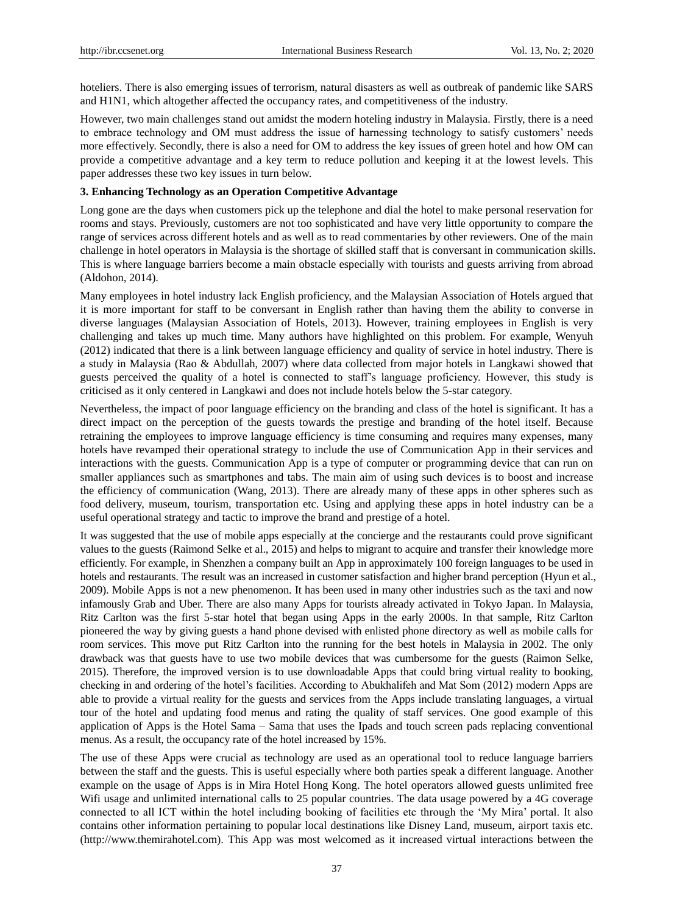hoteliers. There is also emerging issues of terrorism, natural disasters as well as outbreak of pandemic like SARS and H1N1, which altogether affected the occupancy rates, and competitiveness of the industry.

However, two main challenges stand out amidst the modern hoteling industry in Malaysia. Firstly, there is a need to embrace technology and OM must address the issue of harnessing technology to satisfy customers' needs more effectively. Secondly, there is also a need for OM to address the key issues of green hotel and how OM can provide a competitive advantage and a key term to reduce pollution and keeping it at the lowest levels. This paper addresses these two key issues in turn below.

### 3. Enhancing Technology as an Operation Competitive Advantage

Long gone are the days when customers pick up the telephone and dial the hotel to make personal reservation for rooms and stays. Previously, customers are not too sophisticated and have very little opportunity to compare the range of services across different hotels and as well as to read commentaries by other reviewers. One of the main challenge in hotel operators in Malaysia is the shortage of skilled staff that is conversant in communication skills. This is where language barriers become a main obstacle especially with tourists and guests arriving from abroad (Aldohon, 2014).

Many employees in hotel industry lack English proficiency, and the Malaysian Association of Hotels argued that it is more important for staff to be conversant in English rather than having them the ability to converse in diverse languages (Malaysian Association of Hotels, 2013). However, training employees in English is very challenging and takes up much time. Many authors have highlighted on this problem. For example, Wenyuh (2012) indicated that there is a link between language efficiency and quality of service in hotel industry. There is a study in Malaysia (Rao & Abdullah, 2007) where data collected from major hotels in Langkawi showed that guests perceived the quality of a hotel is connected to staff's language proficiency. However, this study is criticised as it only centered in Langkawi and does not include hotels below the 5-star category.

Nevertheless, the impact of poor language efficiency on the branding and class of the hotel is significant. It has a direct impact on the perception of the guests towards the prestige and branding of the hotel itself. Because retraining the employees to improve language efficiency is time consuming and requires many expenses, many hotels have revamped their operational strategy to include the use of Communication App in their services and interactions with the guests. Communication App is a type of computer or programming device that can run on smaller appliances such as smartphones and tabs. The main aim of using such devices is to boost and increase the efficiency of communication (Wang, 2013). There are already many of these apps in other spheres such as food delivery, museum, tourism, transportation etc. Using and applying these apps in hotel industry can be a useful operational strategy and tactic to improve the brand and prestige of a hotel.

It was suggested that the use of mobile apps especially at the concierge and the restaurants could prove significant values to the guests (Raimond Selke et al., 2015) and helps to migrant to acquire and transfer their knowledge more efficiently. For example, in Shenzhen a company built an App in approximately 100 foreign languages to be used in hotels and restaurants. The result was an increased in customer satisfaction and higher brand perception (Hyun et al., 2009). Mobile Apps is not a new phenomenon. It has been used in many other industries such as the taxi and now infamously Grab and Uber. There are also many Apps for tourists already activated in Tokyo Japan. In Malaysia, Ritz Carlton was the first 5-star hotel that began using Apps in the early 2000s. In that sample, Ritz Carlton pioneered the way by giving guests a hand phone devised with enlisted phone directory as well as mobile calls for room services. This move put Ritz Carlton into the running for the best hotels in Malaysia in 2002. The only drawback was that guests have to use two mobile devices that was cumbersome for the guests (Raimon Selke, 2015). Therefore, the improved version is to use downloadable Apps that could bring virtual reality to booking, checking in and ordering of the hotel's facilities. According to Abukhalifeh and Mat Som (2012) modern Apps are able to provide a virtual reality for the guests and services from the Apps include translating languages, a virtual tour of the hotel and updating food menus and rating the quality of staff services. One good example of this application of Apps is the Hotel Sama – Sama that uses the Ipads and touch screen pads replacing conventional menus. As a result, the occupancy rate of the hotel increased by 15%.

The use of these Apps were crucial as technology are used as an operational tool to reduce language barriers between the staff and the guests. This is useful especially where both parties speak a different language. Another example on the usage of Apps is in Mira Hotel Hong Kong. The hotel operators allowed guests unlimited free Wifi usage and unlimited international calls to 25 popular countries. The data usage powered by a 4G coverage connected to all ICT within the hotel including booking of facilities etc through the 'My Mira' portal. It also contains other information pertaining to popular local destinations like Disney Land, museum, airport taxis etc. (http://www.themirahotel.com). This App was most welcomed as it increased virtual interactions between the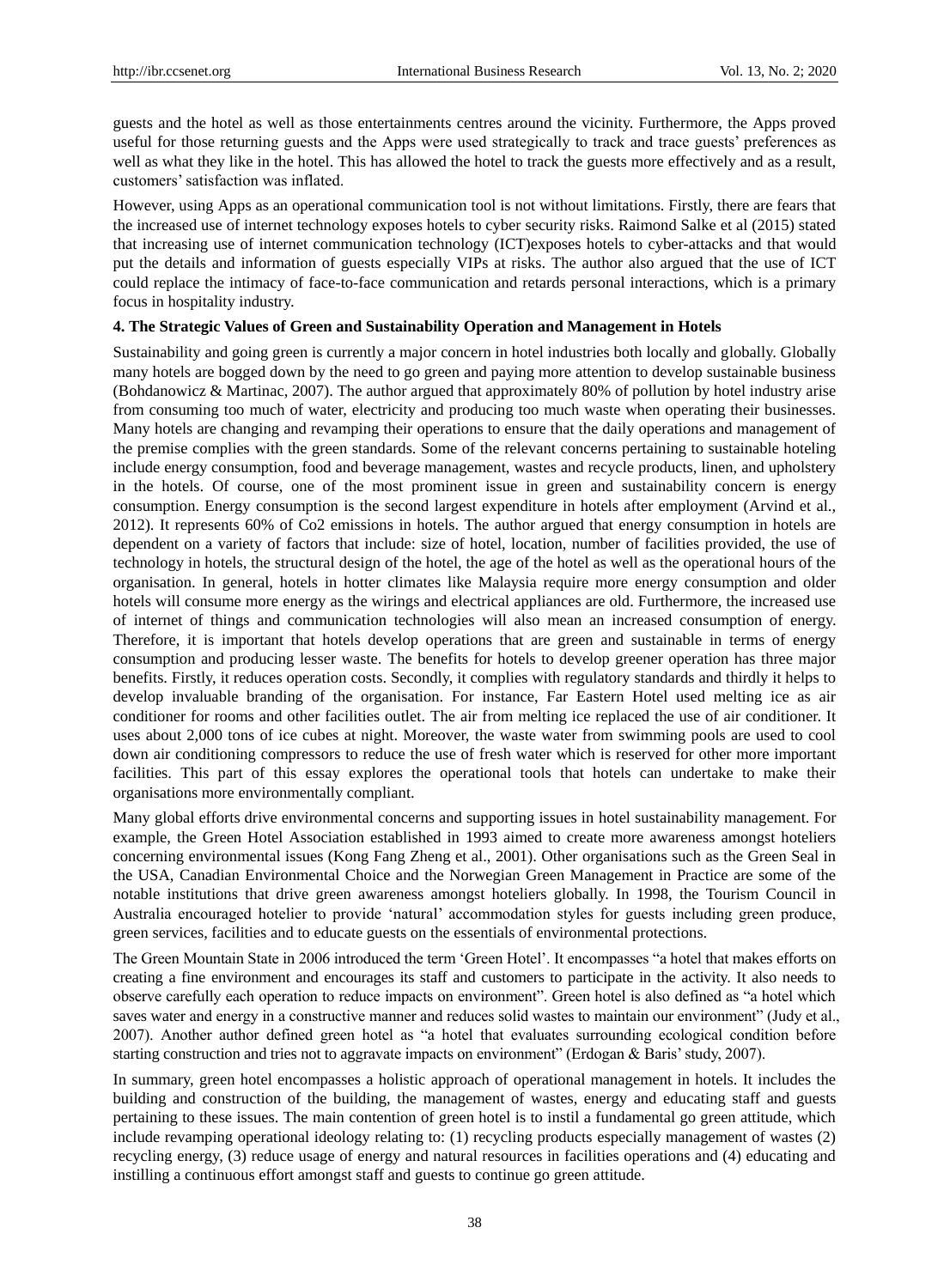guests and the hotel as well as those entertainments centres around the vicinity. Furthermore, the Apps proved useful for those returning guests and the Apps were used strategically to track and trace guests' preferences as well as what they like in the hotel. This has allowed the hotel to track the guests more effectively and as a result, customers' satisfaction was inflated.

However, using Apps as an operational communication tool is not without limitations. Firstly, there are fears that the increased use of internet technology exposes hotels to cyber security risks. Raimond Salke et al (2015) stated that increasing use of internet communication technology (ICT)exposes hotels to cyber-attacks and that would put the details and information of guests especially VIPs at risks. The author also argued that the use of ICT could replace the intimacy of face-to-face communication and retards personal interactions, which is a primary focus in hospitality industry.

## 4. The Strategic Values of Green and Sustainability Operation and Management in Hotels

Sustainability and going green is currently a major concern in hotel industries both locally and globally. Globally many hotels are bogged down by the need to go green and paying more attention to develop sustainable business (Bohdanowicz & Martinac, 2007). The author argued that approximately 80% of pollution by hotel industry arise from consuming too much of water, electricity and producing too much waste when operating their businesses. Many hotels are changing and revamping their operations to ensure that the daily operations and management of the premise complies with the green standards. Some of the relevant concerns pertaining to sustainable hoteling include energy consumption, food and beverage management, wastes and recycle products, linen, and upholstery in the hotels. Of course, one of the most prominent issue in green and sustainability concern is energy consumption. Energy consumption is the second largest expenditure in hotels after employment (Arvind et al., 2012). It represents 60% of Co2 emissions in hotels. The author argued that energy consumption in hotels are dependent on a variety of factors that include: size of hotel, location, number of facilities provided, the use of technology in hotels, the structural design of the hotel, the age of the hotel as well as the operational hours of the organisation. In general, hotels in hotter climates like Malaysia require more energy consumption and older hotels will consume more energy as the wirings and electrical appliances are old. Furthermore, the increased use of internet of things and communication technologies will also mean an increased consumption of energy. Therefore, it is important that hotels develop operations that are green and sustainable in terms of energy consumption and producing lesser waste. The benefits for hotels to develop greener operation has three major benefits. Firstly, it reduces operation costs. Secondly, it complies with regulatory standards and thirdly it helps to develop invaluable branding of the organisation. For instance, Far Eastern Hotel used melting ice as air conditioner for rooms and other facilities outlet. The air from melting ice replaced the use of air conditioner. It uses about 2,000 tons of ice cubes at night. Moreover, the waste water from swimming pools are used to cool down air conditioning compressors to reduce the use of fresh water which is reserved for other more important facilities. This part of this essay explores the operational tools that hotels can undertake to make their organisations more environmentally compliant.

Many global efforts drive environmental concerns and supporting issues in hotel sustainability management. For example, the Green Hotel Association established in 1993 aimed to create more awareness amongst hoteliers concerning environmental issues (Kong Fang Zheng et al., 2001). Other organisations such as the Green Seal in the USA, Canadian Environmental Choice and the Norwegian Green Management in Practice are some of the notable institutions that drive green awareness amongst hoteliers globally. In 1998, the Tourism Council in Australia encouraged hotelier to provide 'natural' accommodation styles for guests including green produce, green services, facilities and to educate guests on the essentials of environmental protections.

The Green Mountain State in 2006 introduced the term 'Green Hotel'. It encompasses "a hotel that makes efforts on creating a fine environment and encourages its staff and customers to participate in the activity. It also needs to observe carefully each operation to reduce impacts on environment". Green hotel is also defined as "a hotel which saves water and energy in a constructive manner and reduces solid wastes to maintain our environment" (Judy et al., 2007). Another author defined green hotel as "a hotel that evaluates surrounding ecological condition before starting construction and tries not to aggravate impacts on environment" (Erdogan & Baris' study, 2007).

In summary, green hotel encompasses a holistic approach of operational management in hotels. It includes the building and construction of the building, the management of wastes, energy and educating staff and guests pertaining to these issues. The main contention of green hotel is to instil a fundamental go green attitude, which include revamping operational ideology relating to: (1) recycling products especially management of wastes (2) recycling energy, (3) reduce usage of energy and natural resources in facilities operations and (4) educating and instilling a continuous effort amongst staff and guests to continue go green attitude.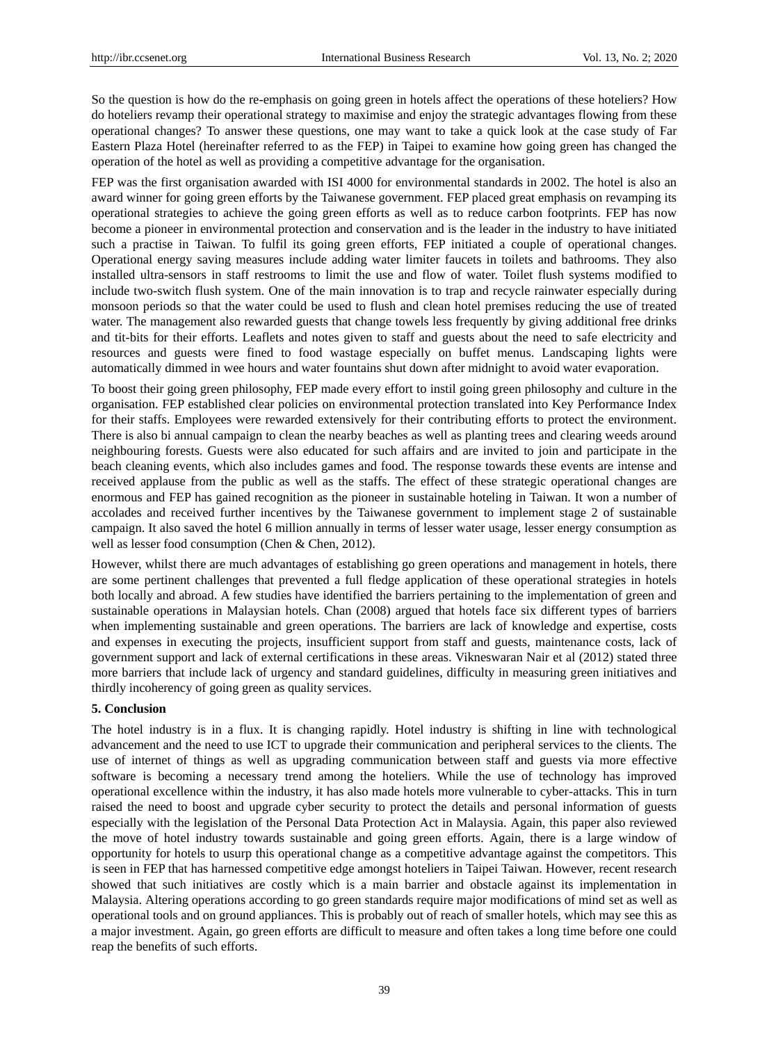So the question is how do the re-emphasis on going green in hotels affect the operations of these hoteliers? How do hoteliers revamp their operational strategy to maximise and enjoy the strategic advantages flowing from these operational changes? To answer these questions, one may want to take a quick look at the case study of Far Eastern Plaza Hotel (hereinafter referred to as the FEP) in Taipei to examine how going green has changed the operation of the hotel as well as providing a competitive advantage for the organisation.

FEP was the first organisation awarded with ISI 4000 for environmental standards in 2002. The hotel is also an award winner for going green efforts by the Taiwanese government. FEP placed great emphasis on revamping its operational strategies to achieve the going green efforts as well as to reduce carbon footprints. FEP has now become a pioneer in environmental protection and conservation and is the leader in the industry to have initiated such a practise in Taiwan. To fulfil its going green efforts, FEP initiated a couple of operational changes. Operational energy saving measures include adding water limiter faucets in toilets and bathrooms. They also installed ultra-sensors in staff restrooms to limit the use and flow of water. Toilet flush systems modified to include two-switch flush system. One of the main innovation is to trap and recycle rainwater especially during monsoon periods so that the water could be used to flush and clean hotel premises reducing the use of treated water. The management also rewarded guests that change towels less frequently by giving additional free drinks and tit-bits for their efforts. Leaflets and notes given to staff and guests about the need to safe electricity and resources and guests were fined to food wastage especially on buffet menus. Landscaping lights were automatically dimmed in wee hours and water fountains shut down after midnight to avoid water evaporation.

To boost their going green philosophy, FEP made every effort to instil going green philosophy and culture in the organisation. FEP established clear policies on environmental protection translated into Key Performance Index for their staffs. Employees were rewarded extensively for their contributing efforts to protect the environment. There is also bi annual campaign to clean the nearby beaches as well as planting trees and clearing weeds around neighbouring forests. Guests were also educated for such affairs and are invited to join and participate in the beach cleaning events, which also includes games and food. The response towards these events are intense and received applause from the public as well as the staffs. The effect of these strategic operational changes are enormous and FEP has gained recognition as the pioneer in sustainable hoteling in Taiwan. It won a number of accolades and received further incentives by the Taiwanese government to implement stage 2 of sustainable campaign. It also saved the hotel 6 million annually in terms of lesser water usage, lesser energy consumption as well as lesser food consumption (Chen & Chen, 2012).

However, whilst there are much advantages of establishing go green operations and management in hotels, there are some pertinent challenges that prevented a full fledge application of these operational strategies in hotels both locally and abroad. A few studies have identified the barriers pertaining to the implementation of green and sustainable operations in Malaysian hotels. Chan (2008) argued that hotels face six different types of barriers when implementing sustainable and green operations. The barriers are lack of knowledge and expertise, costs and expenses in executing the projects, insufficient support from staff and guests, maintenance costs, lack of government support and lack of external certifications in these areas. Vikneswaran Nair et al (2012) stated three more barriers that include lack of urgency and standard guidelines, difficulty in measuring green initiatives and thirdly incoherency of going green as quality services.

**5. Conclusion**

The hotel industry is in a flux. It is changing rapidly. Hotel industry is shifting in line with technological advancement and the need to use ICT to upgrade their communication and peripheral services to the clients. The use of internet of things as well as upgrading communication between staff and guests via more effective software is becoming a necessary trend among the hoteliers. While the use of technology has improved operational excellence within the industry, it has also made hotels more vulnerable to cyber-attacks. This in turn raised the need to boost and upgrade cyber security to protect the details and personal information of guests especially with the legislation of the Personal Data Protection Act in Malaysia. Again, this paper also reviewed the move of hotel industry towards sustainable and going green efforts. Again, there is a large window of opportunity for hotels to usurp this operational change as a competitive advantage against the competitors. This is seen in FEP that has harnessed competitive edge amongst hoteliers in Taipei Taiwan. However, recent research showed that such initiatives are costly which is a main barrier and obstacle against its implementation in Malaysia. Altering operations according to go green standards require major modifications of mind set as well as operational tools and on ground appliances. This is probably out of reach of smaller hotels, which may see this as a major investment. Again, go green efforts are difficult to measure and often takes a long time before one could reap the benefits of such efforts.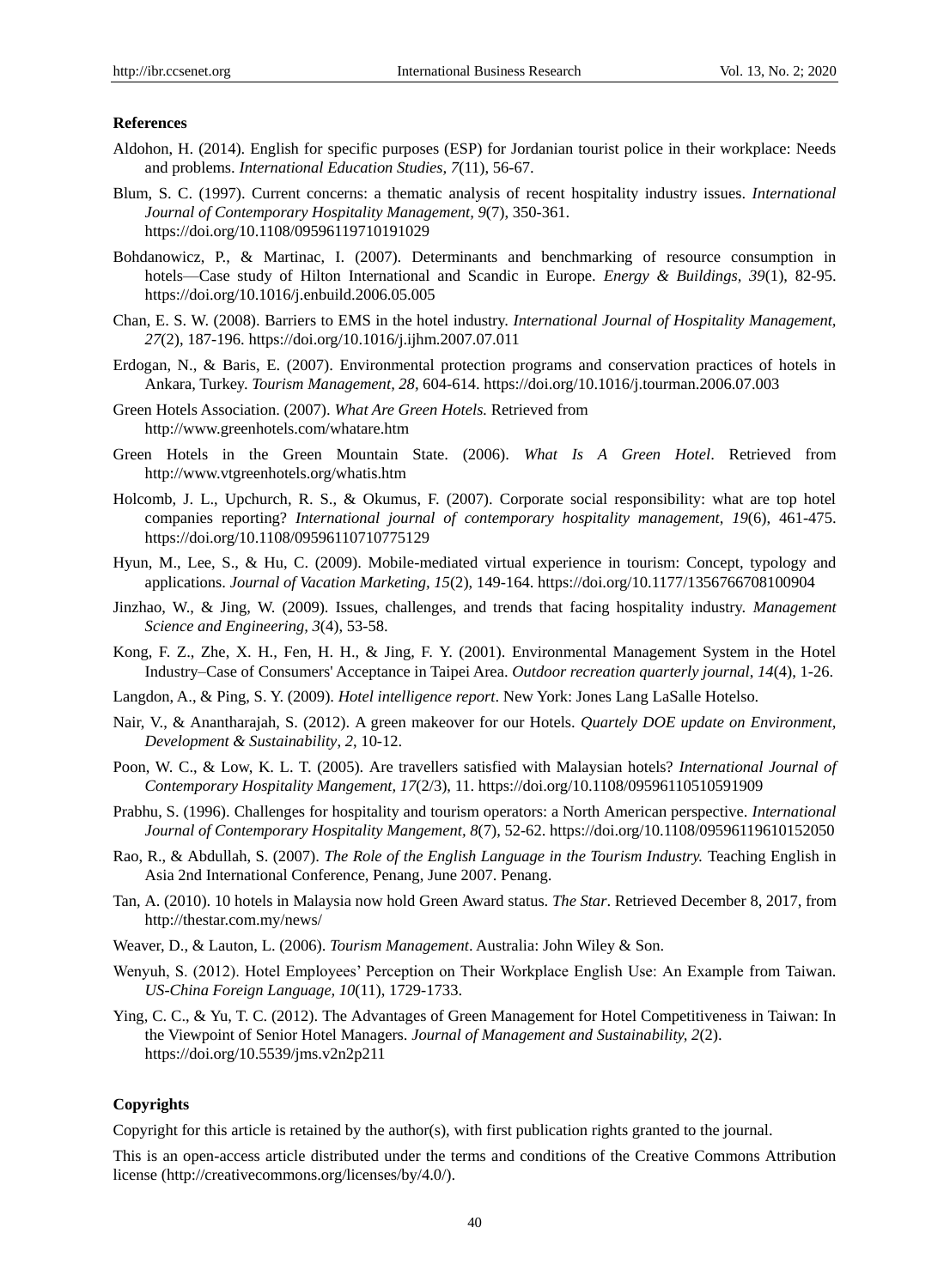**References**

Aldohon, H. (2014). English for specific purposes (ESP) for Jordanian tourist police in their workplace: Needs and problems. *International Education Studies, 7*(11), 56-67.

Blum, S. C. (1997). Current concerns: a thematic analysis of recent hospitality industry issues. *International Journal of Contemporary Hospitality Management, 9*(7), 350-361. https://doi.org/10.1108/09596119710191029

Bohdanowicz, P., & Martinac, I. (2007). Determinants and benchmarking of resource consumption in hotels—Case study of Hilton International and Scandic in Europe. *Energy & Buildings, 39*(1), 82-95. https://doi.org/10.1016/j.enbuild.2006.05.005

Chan, E. S. W. (2008). Barriers to EMS in the hotel industry. *International Journal of Hospitality Management, 27*(2), 187-196. https://doi.org/10.1016/j.ijhm.2007.07.011

Erdogan, N., & Baris, E. (2007). Environmental protection programs and conservation practices of hotels in Ankara, Turkey. *Tourism Management, 28,* 604-614. https://doi.org/10.1016/j.tourman.2006.07.003

Green Hotels Association. (2007). *What Are Green Hotels.* Retrieved from http://www.greenhotels.com/whatare.htm

Green Hotels in the Green Mountain State. (2006). *What Is A Green Hotel*. Retrieved from http://www.vtgreenhotels.org/whatis.htm

Holcomb, J. L., Upchurch, R. S., & Okumus, F. (2007). Corporate social responsibility: what are top hotel companies reporting? *International journal of contemporary hospitality management, 19*(6), 461-475. https://doi.org/10.1108/09596110710775129

Hyun, M., Lee, S., & Hu, C. (2009). Mobile-mediated virtual experience in tourism: Concept, typology and applications. *Journal of Vacation Marketing, 15*(2), 149-164. https://doi.org/10.1177/1356766708100904

Jinzhao, W., & Jing, W. (2009). Issues, challenges, and trends that facing hospitality industry. *Management Science and Engineering, 3*(4), 53-58.

Kong, F. Z., Zhe, X. H., Fen, H. H., & Jing, F. Y. (2001). Environmental Management System in the Hotel Industry–Case of Consumers' Acceptance in Taipei Area. *Outdoor recreation quarterly journal, 14*(4), 1-26.

Langdon, A., & Ping, S. Y. (2009). *Hotel intelligence report*. New York: Jones Lang LaSalle Hotelso.

Nair, V., & Anantharajah, S. (2012). A green makeover for our Hotels. *Quartely DOE update on Environment, Development & Sustainability, 2*, 10-12.

Poon, W. C., & Low, K. L. T. (2005). Are travellers satisfied with Malaysian hotels? *International Journal of Contemporary Hospitality Mangement, 17*(2/3), 11. https://doi.org/10.1108/09596110510591909

Prabhu, S. (1996). Challenges for hospitality and tourism operators: a North American perspective. *International Journal of Contemporary Hospitality Mangement, 8*(7), 52-62. https://doi.org/10.1108/09596119610152050

Rao, R., & Abdullah, S. (2007). *The Role of the English Language in the Tourism Industry.* Teaching English in Asia 2nd International Conference, Penang, June 2007. Penang.

Tan, A. (2010). 10 hotels in Malaysia now hold Green Award status. *The Star*. Retrieved December 8, 2017, from http://thestar.com.my/news/

Weaver, D., & Lauton, L. (2006). *Tourism Management*. Australia: John Wiley & Son.

Wenyuh, S. (2012). Hotel Employees' Perception on Their Workplace English Use: An Example from Taiwan. *US-China Foreign Language, 10*(11), 1729-1733.

Ying, C. C., & Yu, T. C. (2012). The Advantages of Green Management for Hotel Competitiveness in Taiwan: In the Viewpoint of Senior Hotel Managers. *Journal of Management and Sustainability, 2*(2). https://doi.org/10.5539/jms.v2n2p211

**Copyrights**

Copyright for this article is retained by the author(s), with first publication rights granted to the journal.

This is an open-access article distributed under the terms and conditions of the Creative Commons Attribution license (http://creativecommons.org/licenses/by/4.0/).